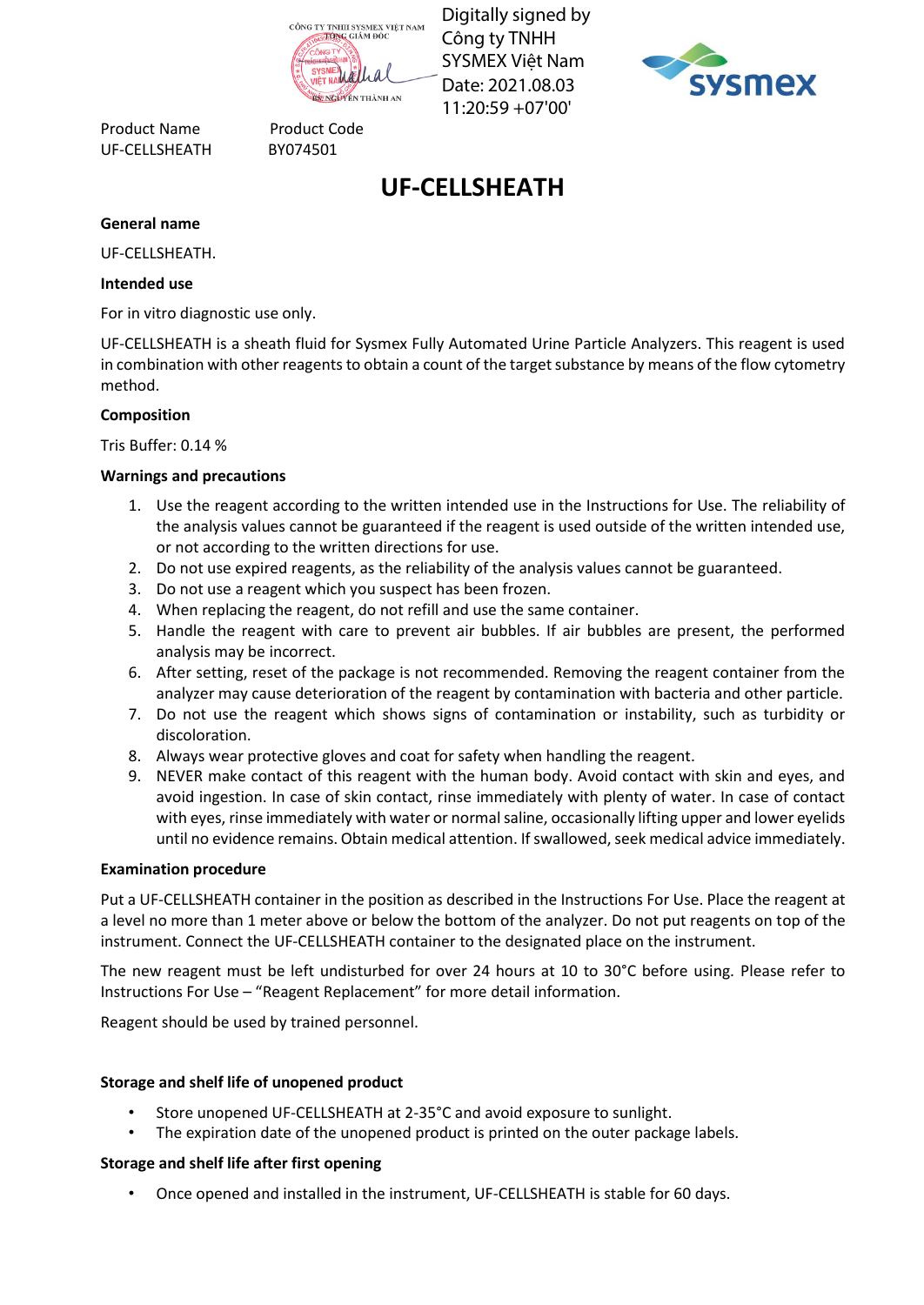Digitally signed by Công ty TNHH SYSMEX Việt Nam
Date: 2021.08.03 11:20:59 +07'00'

| Product Name | Product Code |
| --- | --- |
| UF-CELLSHEATH | BY074501 |

# UF-CELLSHEATH

**General name**

UF-CELLSHEATH.

**Intended use**

For in vitro diagnostic use only.

UF-CELLSHEATH is a sheath fluid for Sysmex Fully Automated Urine Particle Analyzers. This reagent is used in combination with other reagents to obtain a count of the target substance by means of the flow cytometry method.

**Composition**

Tris Buffer: 0.14 %

**Warnings and precautions**

1. Use the reagent according to the written intended use in the Instructions for Use. The reliability of the analysis values cannot be guaranteed if the reagent is used outside of the written intended use, or not according to the written directions for use.
2. Do not use expired reagents, as the reliability of the analysis values cannot be guaranteed.
3. Do not use a reagent which you suspect has been frozen.
4. When replacing the reagent, do not refill and use the same container.
5. Handle the reagent with care to prevent air bubbles. If air bubbles are present, the performed analysis may be incorrect.
6. After setting, reset of the package is not recommended. Removing the reagent container from the analyzer may cause deterioration of the reagent by contamination with bacteria and other particle.
7. Do not use the reagent which shows signs of contamination or instability, such as turbidity or discoloration.
8. Always wear protective gloves and coat for safety when handling the reagent.
9. NEVER make contact of this reagent with the human body. Avoid contact with skin and eyes, and avoid ingestion. In case of skin contact, rinse immediately with plenty of water. In case of contact with eyes, rinse immediately with water or normal saline, occasionally lifting upper and lower eyelids until no evidence remains. Obtain medical attention. If swallowed, seek medical advice immediately.

**Examination procedure**

Put a UF-CELLSHEATH container in the position as described in the Instructions For Use. Place the reagent at a level no more than 1 meter above or below the bottom of the analyzer. Do not put reagents on top of the instrument. Connect the UF-CELLSHEATH container to the designated place on the instrument.

The new reagent must be left undisturbed for over 24 hours at 10 to 30°C before using. Please refer to Instructions For Use – "Reagent Replacement" for more detail information.

Reagent should be used by trained personnel.

**Storage and shelf life of unopened product**

- Store unopened UF-CELLSHEATH at 2-35°C and avoid exposure to sunlight.
- The expiration date of the unopened product is printed on the outer package labels.

**Storage and shelf life after first opening**

- Once opened and installed in the instrument, UF-CELLSHEATH is stable for 60 days.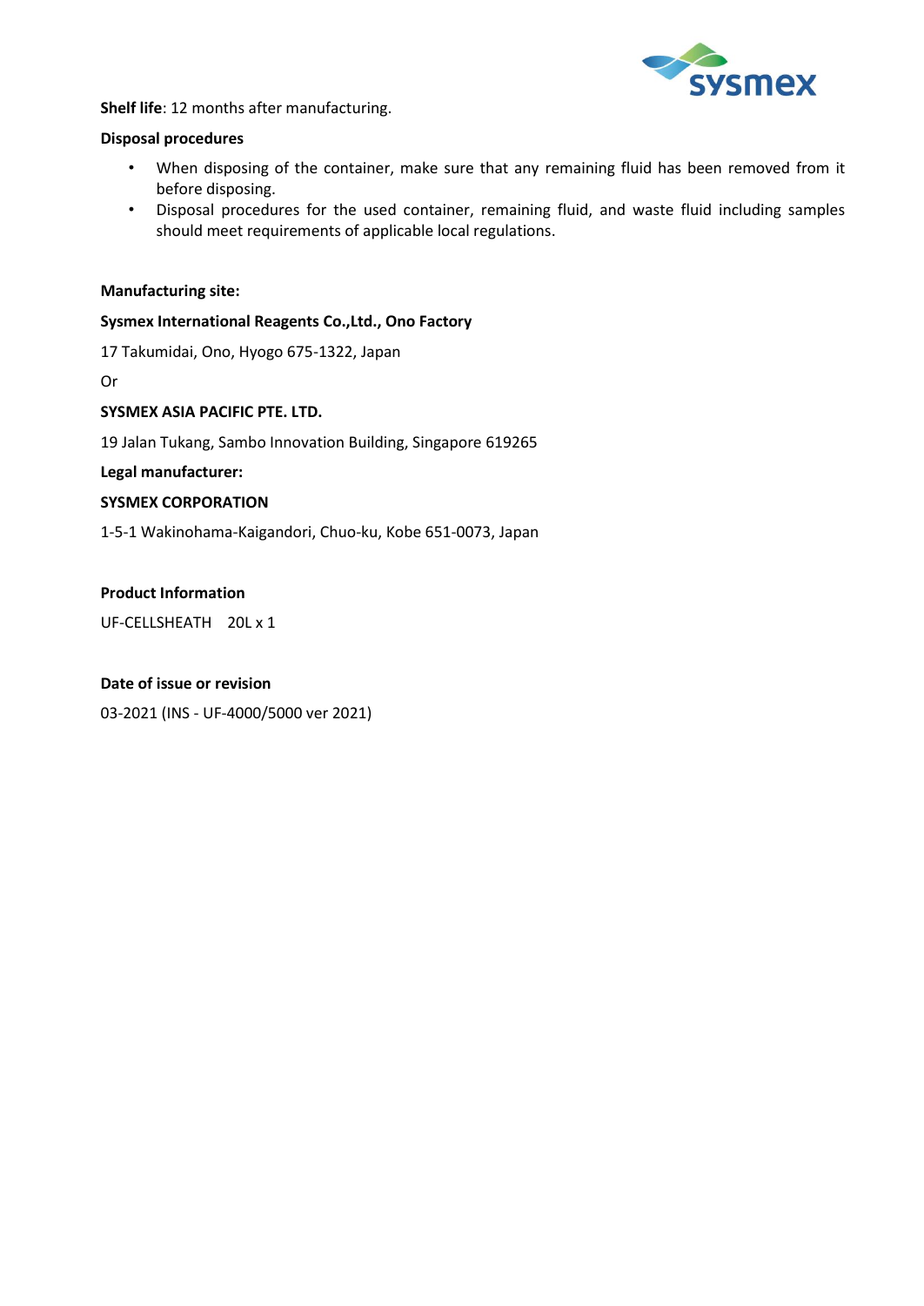**Shelf life**: 12 months after manufacturing.

**Disposal procedures**

- When disposing of the container, make sure that any remaining fluid has been removed from it before disposing.
- Disposal procedures for the used container, remaining fluid, and waste fluid including samples should meet requirements of applicable local regulations.

**Manufacturing site:**

**Sysmex International Reagents Co.,Ltd., Ono Factory**

17 Takumidai, Ono, Hyogo 675-1322, Japan

Or

**SYSMEX ASIA PACIFIC PTE. LTD.**

19 Jalan Tukang, Sambo Innovation Building, Singapore 619265

**Legal manufacturer:**

**SYSMEX CORPORATION**

1-5-1 Wakinohama-Kaigandori, Chuo-ku, Kobe 651-0073, Japan

**Product Information**

UF-CELLSHEATH 20L x 1

**Date of issue or revision**

03-2021 (INS - UF-4000/5000 ver 2021)